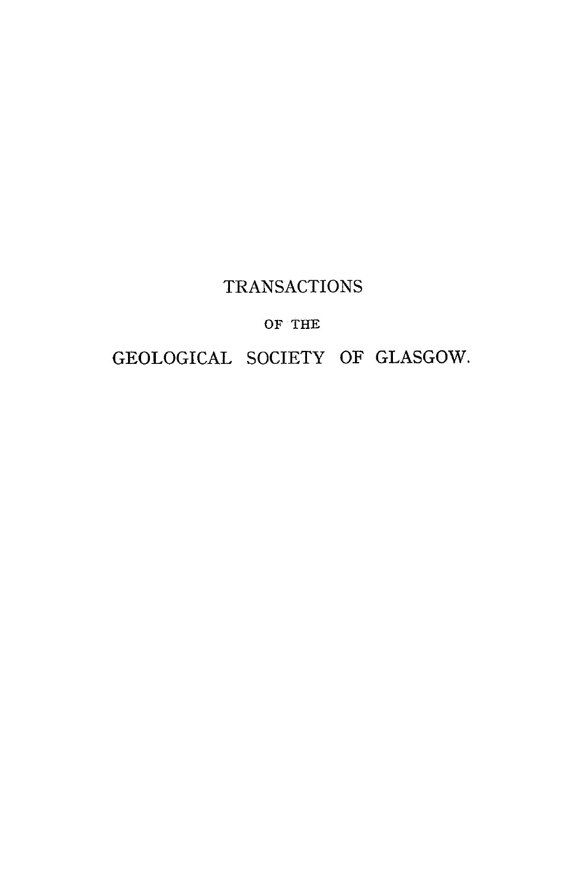# TRANSACTIONS

OF THE

# GEOLOGICAL SOCIETY OF GLASGOW.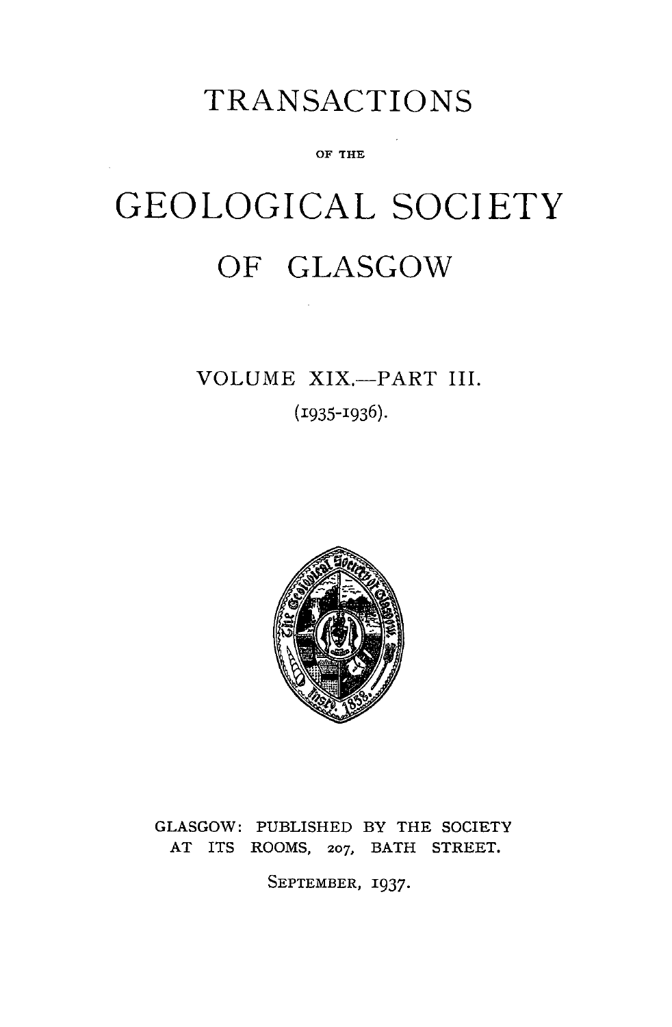# TRANSACTIONS

OF THE

# GEOLOGICAL SOCIETY

# OF GLASGOW

VOLUME XIX.—PART III.

(1935-1936).

GLASGOW: PUBLISHED BY THE SOCIETY
AT ITS ROOMS, 207, BATH STREET.

SEPTEMBER, 1937.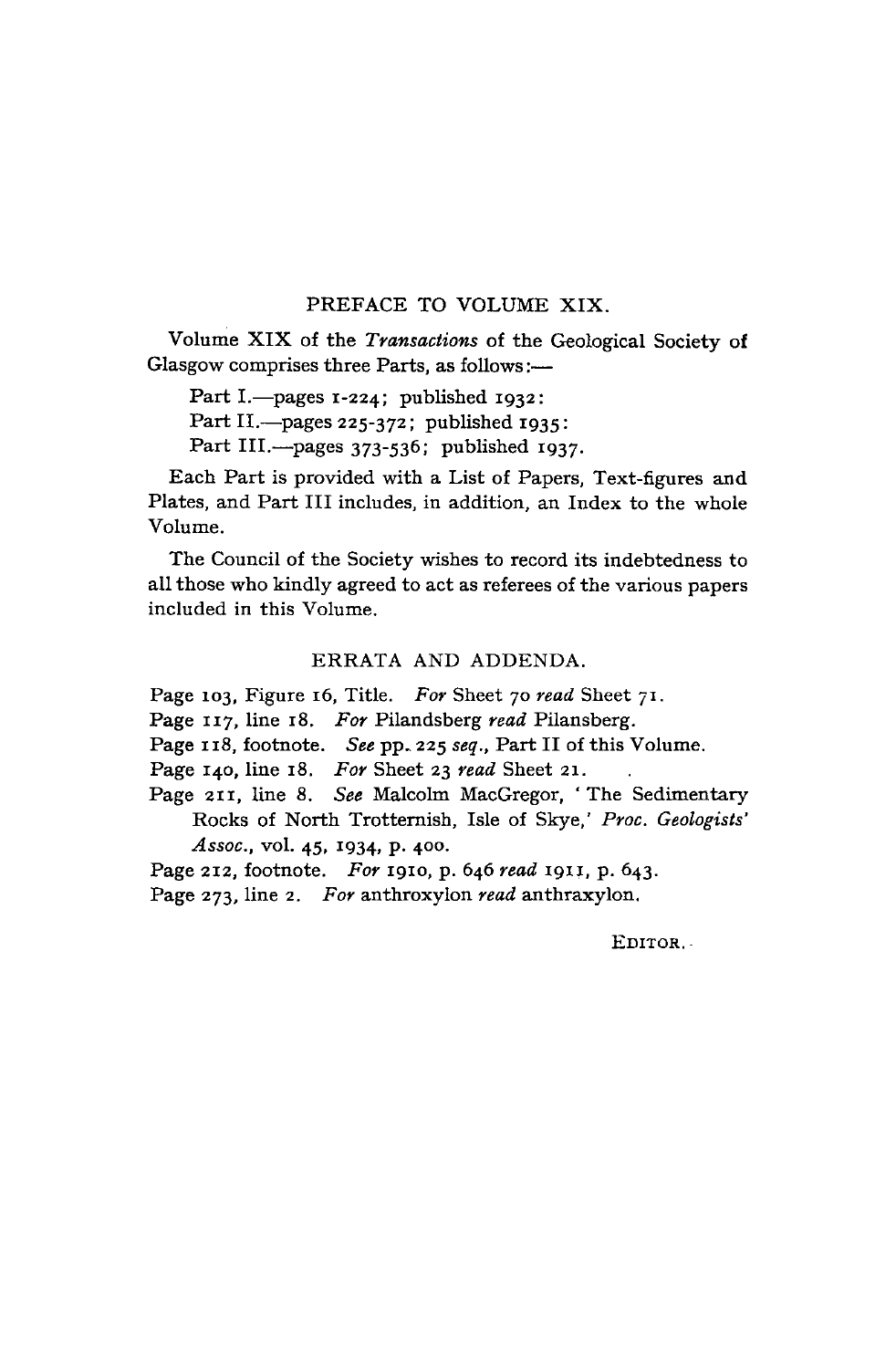## PREFACE TO VOLUME XIX.

Volume XIX of the *Transactions* of the Geological Society of Glasgow comprises three Parts, as follows:—

Part I.—pages 1-224; published 1932:

Part II.—pages 225-372; published 1935:

Part III.—pages 373-536; published 1937.

Each Part is provided with a List of Papers, Text-figures and Plates, and Part III includes, in addition, an Index to the whole Volume.

The Council of the Society wishes to record its indebtedness to all those who kindly agreed to act as referees of the various papers included in this Volume.

## ERRATA AND ADDENDA.

Page 103, Figure 16, Title. *For* Sheet 70 *read* Sheet 71.

Page 117, line 18. *For* Pilandsberg *read* Pilansberg.

Page 118, footnote. *See* pp. 225 *seq.*, Part II of this Volume.

Page 140, line 18. *For* Sheet 23 *read* Sheet 21.

Page 211, line 8. *See* Malcolm MacGregor, 'The Sedimentary Rocks of North Trotternish, Isle of Skye,' *Proc. Geologists' Assoc.*, vol. 45, 1934, p. 400.

Page 212, footnote. *For* 1910, p. 646 *read* 1911, p. 643.

Page 273, line 2. *For* anthroxylon *read* anthraxylon.

EDITOR.